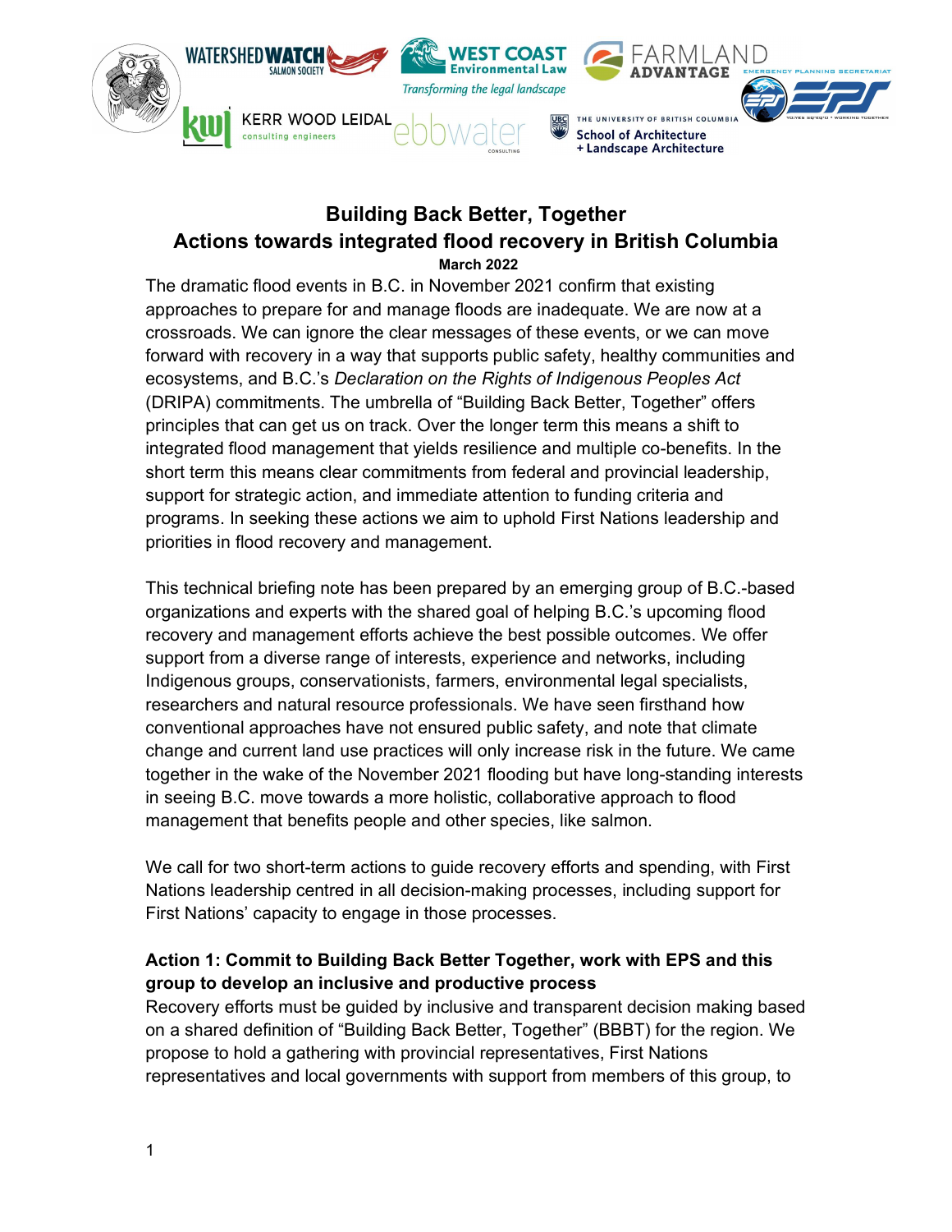# Building Back Better, Together
## Actions towards integrated flood recovery in British Columbia

**March 2022**

The dramatic flood events in B.C. in November 2021 confirm that existing approaches to prepare for and manage floods are inadequate. We are now at a crossroads. We can ignore the clear messages of these events, or we can move forward with recovery in a way that supports public safety, healthy communities and ecosystems, and B.C.'s *Declaration on the Rights of Indigenous Peoples Act* (DRIPA) commitments. The umbrella of "Building Back Better, Together" offers principles that can get us on track. Over the longer term this means a shift to integrated flood management that yields resilience and multiple co-benefits. In the short term this means clear commitments from federal and provincial leadership, support for strategic action, and immediate attention to funding criteria and programs. In seeking these actions we aim to uphold First Nations leadership and priorities in flood recovery and management.

This technical briefing note has been prepared by an emerging group of B.C.-based organizations and experts with the shared goal of helping B.C.'s upcoming flood recovery and management efforts achieve the best possible outcomes. We offer support from a diverse range of interests, experience and networks, including Indigenous groups, conservationists, farmers, environmental legal specialists, researchers and natural resource professionals. We have seen firsthand how conventional approaches have not ensured public safety, and note that climate change and current land use practices will only increase risk in the future. We came together in the wake of the November 2021 flooding but have long-standing interests in seeing B.C. move towards a more holistic, collaborative approach to flood management that benefits people and other species, like salmon.

We call for two short-term actions to guide recovery efforts and spending, with First Nations leadership centred in all decision-making processes, including support for First Nations' capacity to engage in those processes.

### Action 1: Commit to Building Back Better Together, work with EPS and this group to develop an inclusive and productive process

Recovery efforts must be guided by inclusive and transparent decision making based on a shared definition of "Building Back Better, Together" (BBBT) for the region. We propose to hold a gathering with provincial representatives, First Nations representatives and local governments with support from members of this group, to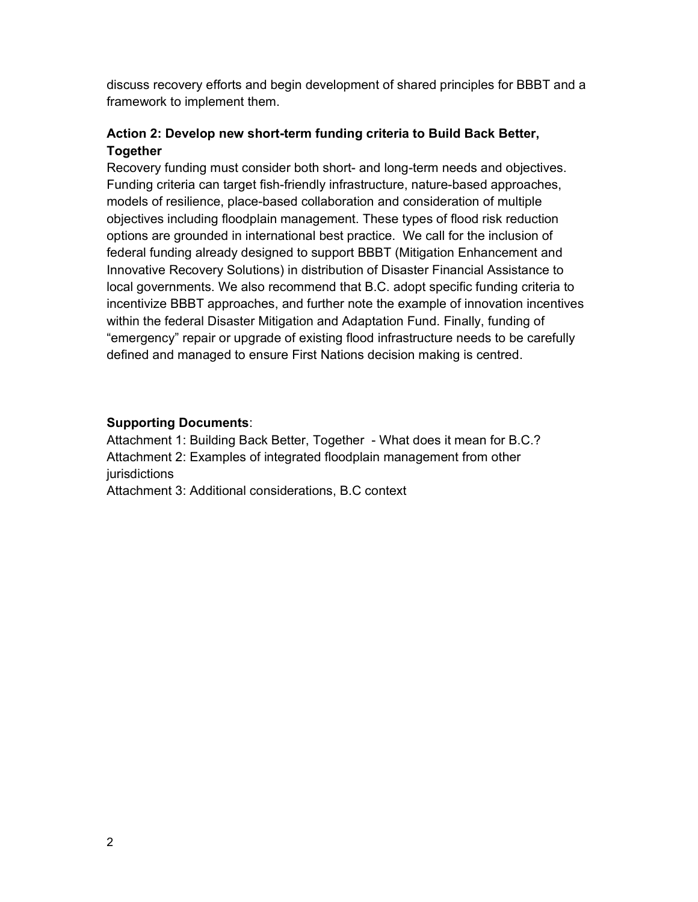discuss recovery efforts and begin development of shared principles for BBBT and a framework to implement them.

**Action 2: Develop new short-term funding criteria to Build Back Better, Together**

Recovery funding must consider both short- and long-term needs and objectives. Funding criteria can target fish-friendly infrastructure, nature-based approaches, models of resilience, place-based collaboration and consideration of multiple objectives including floodplain management. These types of flood risk reduction options are grounded in international best practice. We call for the inclusion of federal funding already designed to support BBBT (Mitigation Enhancement and Innovative Recovery Solutions) in distribution of Disaster Financial Assistance to local governments. We also recommend that B.C. adopt specific funding criteria to incentivize BBBT approaches, and further note the example of innovation incentives within the federal Disaster Mitigation and Adaptation Fund. Finally, funding of "emergency" repair or upgrade of existing flood infrastructure needs to be carefully defined and managed to ensure First Nations decision making is centred.

**Supporting Documents**:

Attachment 1: Building Back Better, Together - What does it mean for B.C.?
Attachment 2: Examples of integrated floodplain management from other jurisdictions
Attachment 3: Additional considerations, B.C context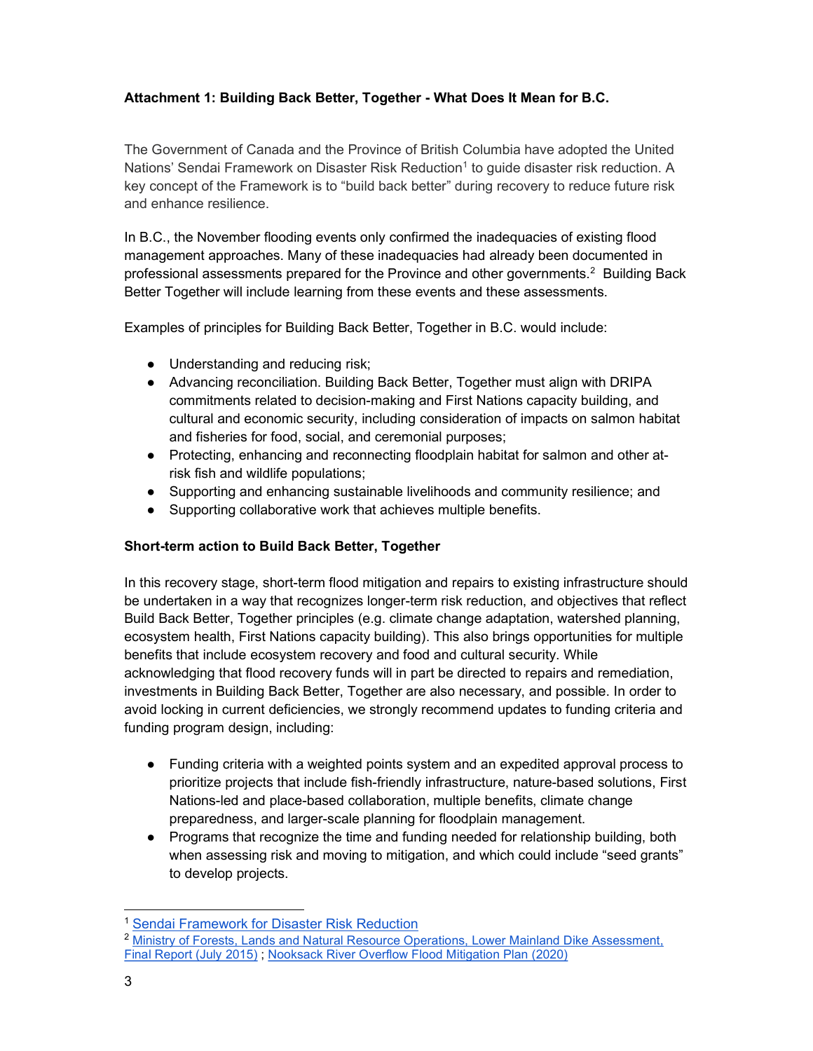**Attachment 1: Building Back Better, Together - What Does It Mean for B.C.**

The Government of Canada and the Province of British Columbia have adopted the United Nations' Sendai Framework on Disaster Risk Reduction[1] to guide disaster risk reduction. A key concept of the Framework is to "build back better" during recovery to reduce future risk and enhance resilience.

In B.C., the November flooding events only confirmed the inadequacies of existing flood management approaches. Many of these inadequacies had already been documented in professional assessments prepared for the Province and other governments.[2] Building Back Better Together will include learning from these events and these assessments.

Examples of principles for Building Back Better, Together in B.C. would include:

- Understanding and reducing risk;
- Advancing reconciliation. Building Back Better, Together must align with DRIPA commitments related to decision-making and First Nations capacity building, and cultural and economic security, including consideration of impacts on salmon habitat and fisheries for food, social, and ceremonial purposes;
- Protecting, enhancing and reconnecting floodplain habitat for salmon and other at-risk fish and wildlife populations;
- Supporting and enhancing sustainable livelihoods and community resilience; and
- Supporting collaborative work that achieves multiple benefits.

**Short-term action to Build Back Better, Together**

In this recovery stage, short-term flood mitigation and repairs to existing infrastructure should be undertaken in a way that recognizes longer-term risk reduction, and objectives that reflect Build Back Better, Together principles (e.g. climate change adaptation, watershed planning, ecosystem health, First Nations capacity building). This also brings opportunities for multiple benefits that include ecosystem recovery and food and cultural security. While acknowledging that flood recovery funds will in part be directed to repairs and remediation, investments in Building Back Better, Together are also necessary, and possible. In order to avoid locking in current deficiencies, we strongly recommend updates to funding criteria and funding program design, including:

- Funding criteria with a weighted points system and an expedited approval process to prioritize projects that include fish-friendly infrastructure, nature-based solutions, First Nations-led and place-based collaboration, multiple benefits, climate change preparedness, and larger-scale planning for floodplain management.
- Programs that recognize the time and funding needed for relationship building, both when assessing risk and moving to mitigation, and which could include "seed grants" to develop projects.

---

[1] Sendai Framework for Disaster Risk Reduction

[2] Ministry of Forests, Lands and Natural Resource Operations, Lower Mainland Dike Assessment, Final Report (July 2015) ; Nooksack River Overflow Flood Mitigation Plan (2020)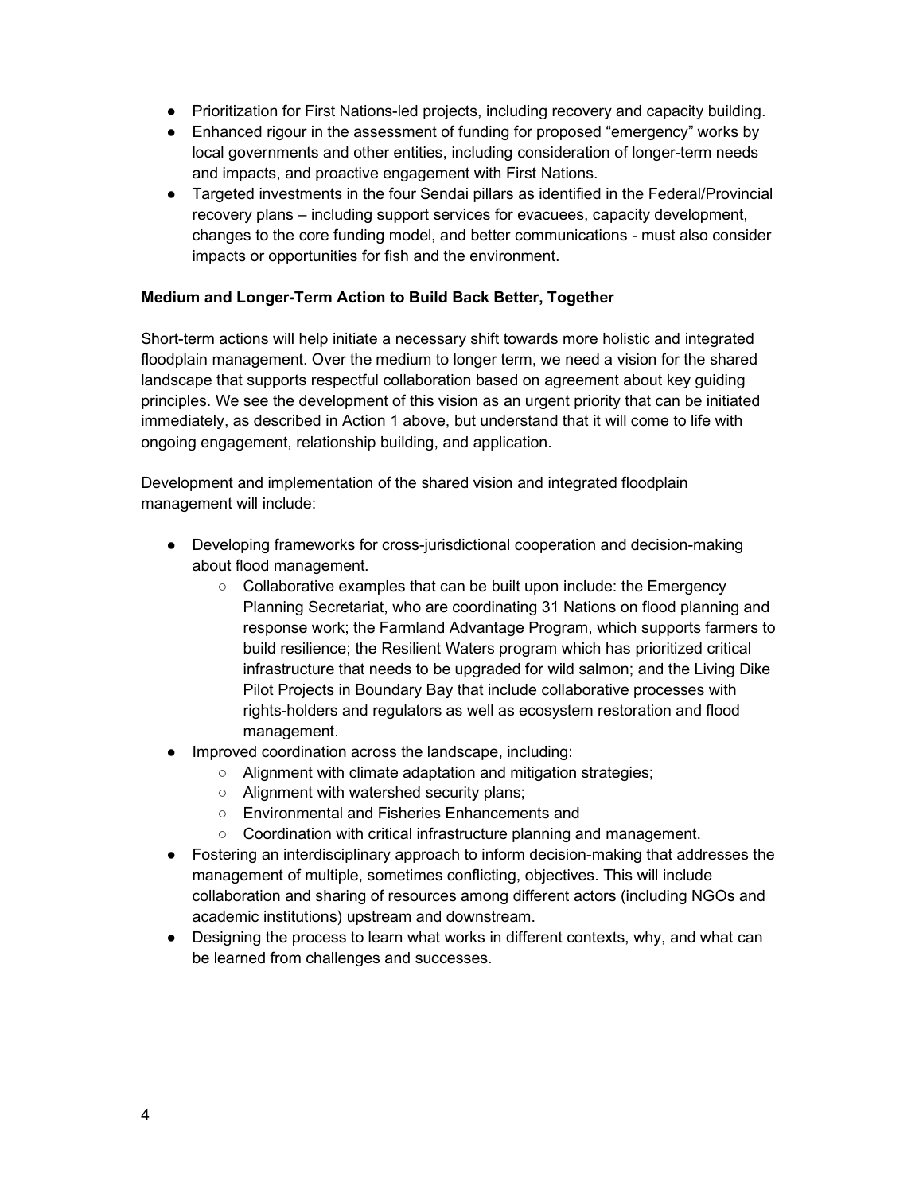- Prioritization for First Nations-led projects, including recovery and capacity building.
- Enhanced rigour in the assessment of funding for proposed "emergency" works by local governments and other entities, including consideration of longer-term needs and impacts, and proactive engagement with First Nations.
- Targeted investments in the four Sendai pillars as identified in the Federal/Provincial recovery plans – including support services for evacuees, capacity development, changes to the core funding model, and better communications - must also consider impacts or opportunities for fish and the environment.

**Medium and Longer-Term Action to Build Back Better, Together**

Short-term actions will help initiate a necessary shift towards more holistic and integrated floodplain management. Over the medium to longer term, we need a vision for the shared landscape that supports respectful collaboration based on agreement about key guiding principles. We see the development of this vision as an urgent priority that can be initiated immediately, as described in Action 1 above, but understand that it will come to life with ongoing engagement, relationship building, and application.

Development and implementation of the shared vision and integrated floodplain management will include:

- Developing frameworks for cross-jurisdictional cooperation and decision-making about flood management.
  - Collaborative examples that can be built upon include: the Emergency Planning Secretariat, who are coordinating 31 Nations on flood planning and response work; the Farmland Advantage Program, which supports farmers to build resilience; the Resilient Waters program which has prioritized critical infrastructure that needs to be upgraded for wild salmon; and the Living Dike Pilot Projects in Boundary Bay that include collaborative processes with rights-holders and regulators as well as ecosystem restoration and flood management.
- Improved coordination across the landscape, including:
  - Alignment with climate adaptation and mitigation strategies;
  - Alignment with watershed security plans;
  - Environmental and Fisheries Enhancements and
  - Coordination with critical infrastructure planning and management.
- Fostering an interdisciplinary approach to inform decision-making that addresses the management of multiple, sometimes conflicting, objectives. This will include collaboration and sharing of resources among different actors (including NGOs and academic institutions) upstream and downstream.
- Designing the process to learn what works in different contexts, why, and what can be learned from challenges and successes.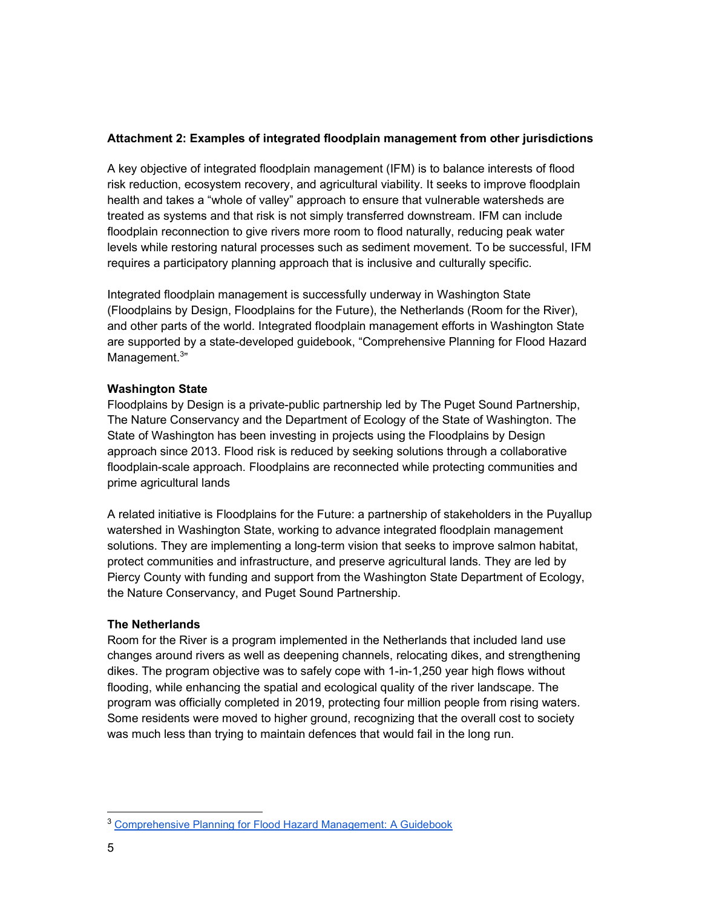**Attachment 2: Examples of integrated floodplain management from other jurisdictions**

A key objective of integrated floodplain management (IFM) is to balance interests of flood risk reduction, ecosystem recovery, and agricultural viability. It seeks to improve floodplain health and takes a "whole of valley" approach to ensure that vulnerable watersheds are treated as systems and that risk is not simply transferred downstream. IFM can include floodplain reconnection to give rivers more room to flood naturally, reducing peak water levels while restoring natural processes such as sediment movement. To be successful, IFM requires a participatory planning approach that is inclusive and culturally specific.

Integrated floodplain management is successfully underway in Washington State (Floodplains by Design, Floodplains for the Future), the Netherlands (Room for the River), and other parts of the world. Integrated floodplain management efforts in Washington State are supported by a state-developed guidebook, "Comprehensive Planning for Flood Hazard Management.[3]"

**Washington State**

Floodplains by Design is a private-public partnership led by The Puget Sound Partnership, The Nature Conservancy and the Department of Ecology of the State of Washington. The State of Washington has been investing in projects using the Floodplains by Design approach since 2013. Flood risk is reduced by seeking solutions through a collaborative floodplain-scale approach. Floodplains are reconnected while protecting communities and prime agricultural lands

A related initiative is Floodplains for the Future: a partnership of stakeholders in the Puyallup watershed in Washington State, working to advance integrated floodplain management solutions. They are implementing a long-term vision that seeks to improve salmon habitat, protect communities and infrastructure, and preserve agricultural lands. They are led by Piercy County with funding and support from the Washington State Department of Ecology, the Nature Conservancy, and Puget Sound Partnership.

**The Netherlands**

Room for the River is a program implemented in the Netherlands that included land use changes around rivers as well as deepening channels, relocating dikes, and strengthening dikes. The program objective was to safely cope with 1-in-1,250 year high flows without flooding, while enhancing the spatial and ecological quality of the river landscape. The program was officially completed in 2019, protecting four million people from rising waters. Some residents were moved to higher ground, recognizing that the overall cost to society was much less than trying to maintain defences that would fail in the long run.

[3] Comprehensive Planning for Flood Hazard Management: A Guidebook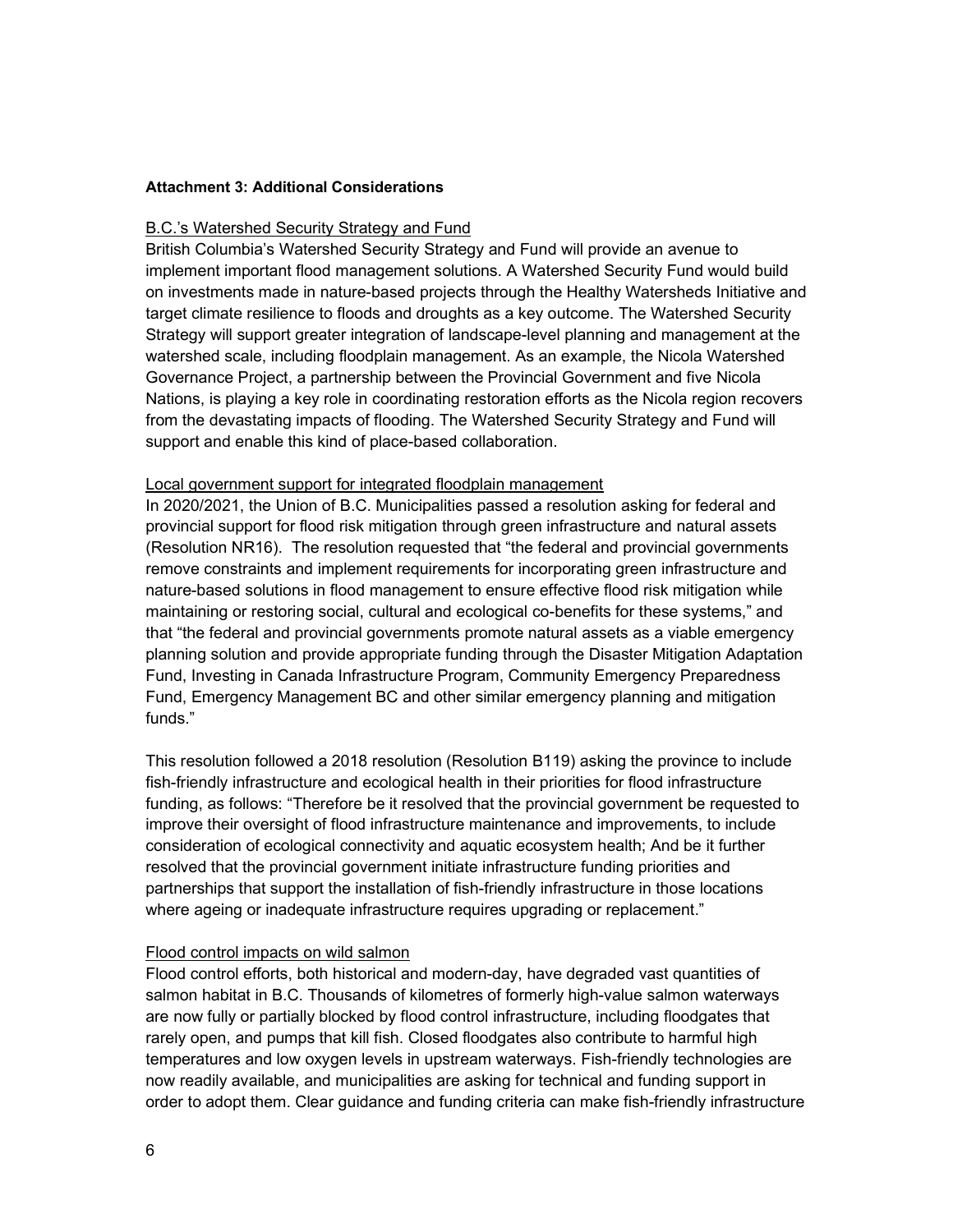**Attachment 3: Additional Considerations**

B.C.'s Watershed Security Strategy and Fund

British Columbia's Watershed Security Strategy and Fund will provide an avenue to implement important flood management solutions. A Watershed Security Fund would build on investments made in nature-based projects through the Healthy Watersheds Initiative and target climate resilience to floods and droughts as a key outcome. The Watershed Security Strategy will support greater integration of landscape-level planning and management at the watershed scale, including floodplain management. As an example, the Nicola Watershed Governance Project, a partnership between the Provincial Government and five Nicola Nations, is playing a key role in coordinating restoration efforts as the Nicola region recovers from the devastating impacts of flooding. The Watershed Security Strategy and Fund will support and enable this kind of place-based collaboration.

Local government support for integrated floodplain management

In 2020/2021, the Union of B.C. Municipalities passed a resolution asking for federal and provincial support for flood risk mitigation through green infrastructure and natural assets (Resolution NR16). The resolution requested that "the federal and provincial governments remove constraints and implement requirements for incorporating green infrastructure and nature-based solutions in flood management to ensure effective flood risk mitigation while maintaining or restoring social, cultural and ecological co-benefits for these systems," and that "the federal and provincial governments promote natural assets as a viable emergency planning solution and provide appropriate funding through the Disaster Mitigation Adaptation Fund, Investing in Canada Infrastructure Program, Community Emergency Preparedness Fund, Emergency Management BC and other similar emergency planning and mitigation funds."

This resolution followed a 2018 resolution (Resolution B119) asking the province to include fish-friendly infrastructure and ecological health in their priorities for flood infrastructure funding, as follows: "Therefore be it resolved that the provincial government be requested to improve their oversight of flood infrastructure maintenance and improvements, to include consideration of ecological connectivity and aquatic ecosystem health; And be it further resolved that the provincial government initiate infrastructure funding priorities and partnerships that support the installation of fish-friendly infrastructure in those locations where ageing or inadequate infrastructure requires upgrading or replacement."

Flood control impacts on wild salmon

Flood control efforts, both historical and modern-day, have degraded vast quantities of salmon habitat in B.C. Thousands of kilometres of formerly high-value salmon waterways are now fully or partially blocked by flood control infrastructure, including floodgates that rarely open, and pumps that kill fish. Closed floodgates also contribute to harmful high temperatures and low oxygen levels in upstream waterways. Fish-friendly technologies are now readily available, and municipalities are asking for technical and funding support in order to adopt them. Clear guidance and funding criteria can make fish-friendly infrastructure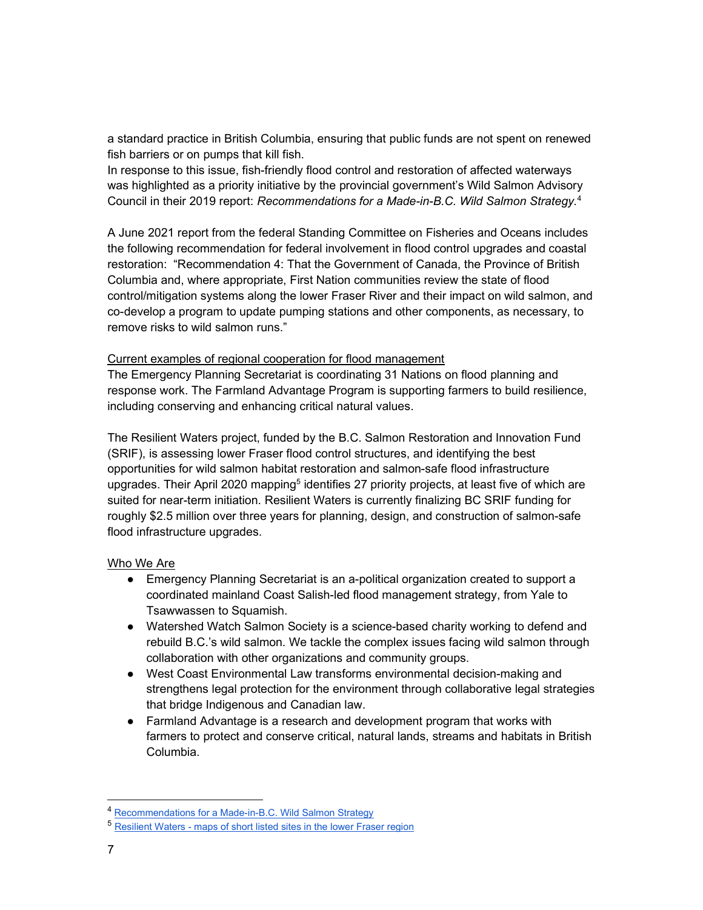a standard practice in British Columbia, ensuring that public funds are not spent on renewed fish barriers or on pumps that kill fish.

In response to this issue, fish-friendly flood control and restoration of affected waterways was highlighted as a priority initiative by the provincial government's Wild Salmon Advisory Council in their 2019 report: *Recommendations for a Made-in-B.C. Wild Salmon Strategy.*[4]

A June 2021 report from the federal Standing Committee on Fisheries and Oceans includes the following recommendation for federal involvement in flood control upgrades and coastal restoration: "Recommendation 4: That the Government of Canada, the Province of British Columbia and, where appropriate, First Nation communities review the state of flood control/mitigation systems along the lower Fraser River and their impact on wild salmon, and co-develop a program to update pumping stations and other components, as necessary, to remove risks to wild salmon runs."

<u>Current examples of regional cooperation for flood management</u>

The Emergency Planning Secretariat is coordinating 31 Nations on flood planning and response work. The Farmland Advantage Program is supporting farmers to build resilience, including conserving and enhancing critical natural values.

The Resilient Waters project, funded by the B.C. Salmon Restoration and Innovation Fund (SRIF), is assessing lower Fraser flood control structures, and identifying the best opportunities for wild salmon habitat restoration and salmon-safe flood infrastructure upgrades. Their April 2020 mapping[5] identifies 27 priority projects, at least five of which are suited for near-term initiation. Resilient Waters is currently finalizing BC SRIF funding for roughly $2.5 million over three years for planning, design, and construction of salmon-safe flood infrastructure upgrades.

<u>Who We Are</u>

- Emergency Planning Secretariat is an a-political organization created to support a coordinated mainland Coast Salish-led flood management strategy, from Yale to Tsawwassen to Squamish.
- Watershed Watch Salmon Society is a science-based charity working to defend and rebuild B.C.'s wild salmon. We tackle the complex issues facing wild salmon through collaboration with other organizations and community groups.
- West Coast Environmental Law transforms environmental decision-making and strengthens legal protection for the environment through collaborative legal strategies that bridge Indigenous and Canadian law.
- Farmland Advantage is a research and development program that works with farmers to protect and conserve critical, natural lands, streams and habitats in British Columbia.

---

[4] Recommendations for a Made-in-B.C. Wild Salmon Strategy

[5] Resilient Waters - maps of short listed sites in the lower Fraser region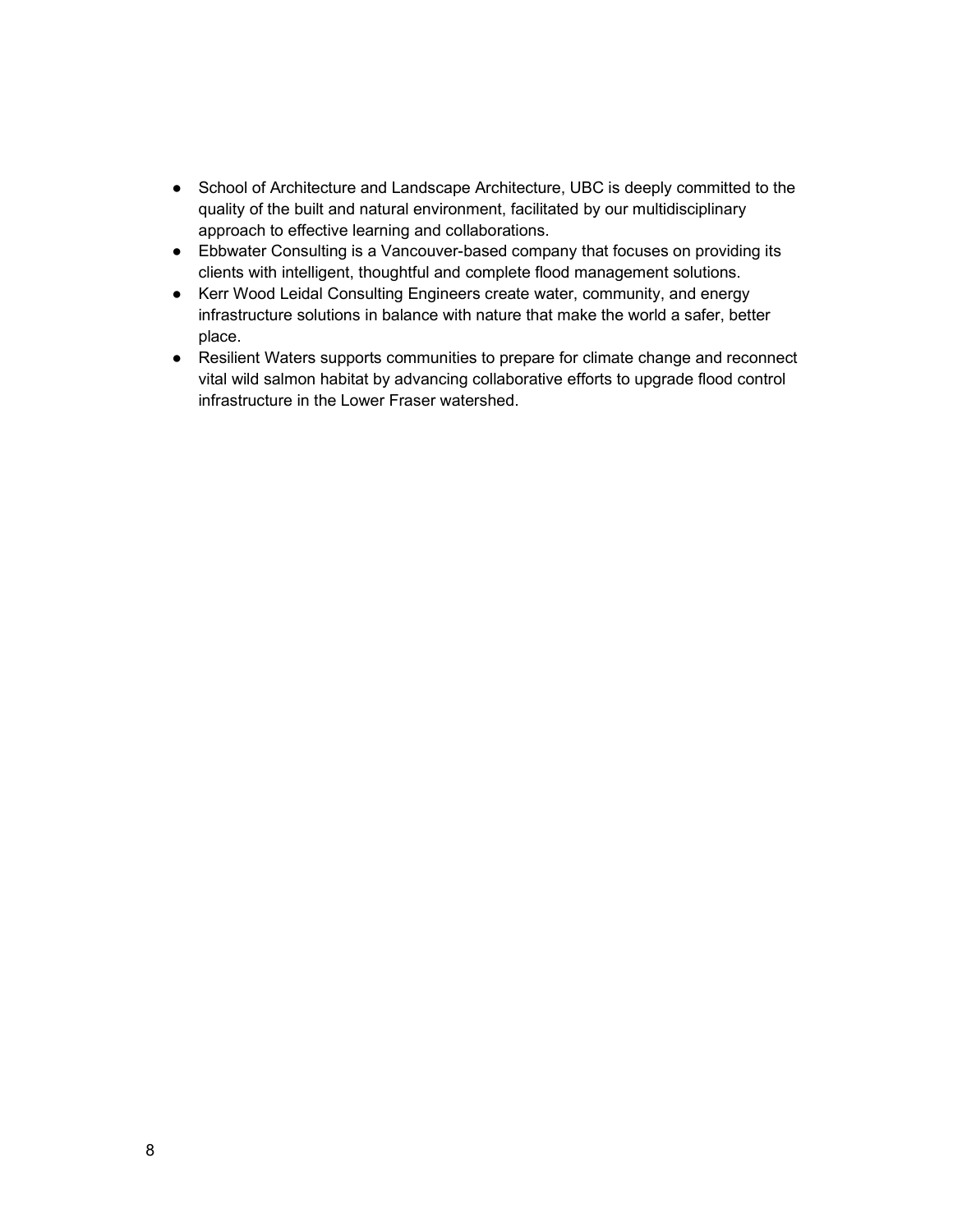- School of Architecture and Landscape Architecture, UBC is deeply committed to the quality of the built and natural environment, facilitated by our multidisciplinary approach to effective learning and collaborations.
- Ebbwater Consulting is a Vancouver-based company that focuses on providing its clients with intelligent, thoughtful and complete flood management solutions.
- Kerr Wood Leidal Consulting Engineers create water, community, and energy infrastructure solutions in balance with nature that make the world a safer, better place.
- Resilient Waters supports communities to prepare for climate change and reconnect vital wild salmon habitat by advancing collaborative efforts to upgrade flood control infrastructure in the Lower Fraser watershed.